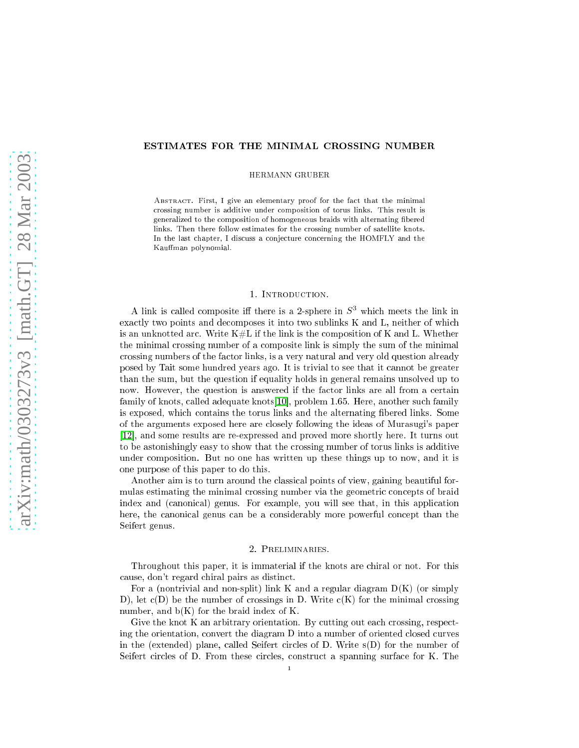# ESTIMATES FOR THE MINIMAL CROSSING NUMBER

HERMANN GRUBER

ABSTRACT. First, I give an elementary proof for the fact that the minimal crossing number is additive under composition of torus links. This result is generalized to the composition of homogeneous braids with alternating fibered links. Then there follow estimates for the crossing number of satellite knots. In the last chapter, I discuss a conjecture concerning the HOMFLY and the Kauffman polynomial.

## 1. Introduction.

A link is called composite iff there is a 2-sphere in $S^3$ which meets the link in exactly two points and decomposes it into two sublinks K and L, neither of which is an unknotted arc. Write K#L if the link is the composition of K and L. Whether the minimal crossing number of a composite link is simply the sum of the minimal crossing numbers of the factor links, is a very natural and very old question already posed by Tait some hundred years ago. It is trivial to see that it cannot be greater than the sum, but the question if equality holds in general remains unsolved up to now. However, the question is answered if the factor links are all from a certain family of knots, called adequate knots[10], problem 1.65. Here, another such family is exposed, which contains the torus links and the alternating fibered links. Some of the arguments exposed here are closely following the ideas of Murasugi's paper [12], and some results are re-expressed and proved more shortly here. It turns out to be astonishingly easy to show that the crossing number of torus links is additive under composition. But no one has written up these things up to now, and it is one purpose of this paper to do this.

Another aim is to turn around the classical points of view, gaining beautiful formulas estimating the minimal crossing number via the geometric concepts of braid index and (canonical) genus. For example, you will see that, in this application here, the canonical genus can be a considerably more powerful concept than the Seifert genus.

## 2. Preliminaries.

Throughout this paper, it is immaterial if the knots are chiral or not. For this cause, don't regard chiral pairs as distinct.

For a (nontrivial and non-split) link K and a regular diagram D(K) (or simply D), let c(D) be the number of crossings in D. Write c(K) for the minimal crossing number, and b(K) for the braid index of K.

Give the knot K an arbitrary orientation. By cutting out each crossing, respecting the orientation, convert the diagram D into a number of oriented closed curves in the (extended) plane, called Seifert circles of D. Write s(D) for the number of Seifert circles of D. From these circles, construct a spanning surface for K. The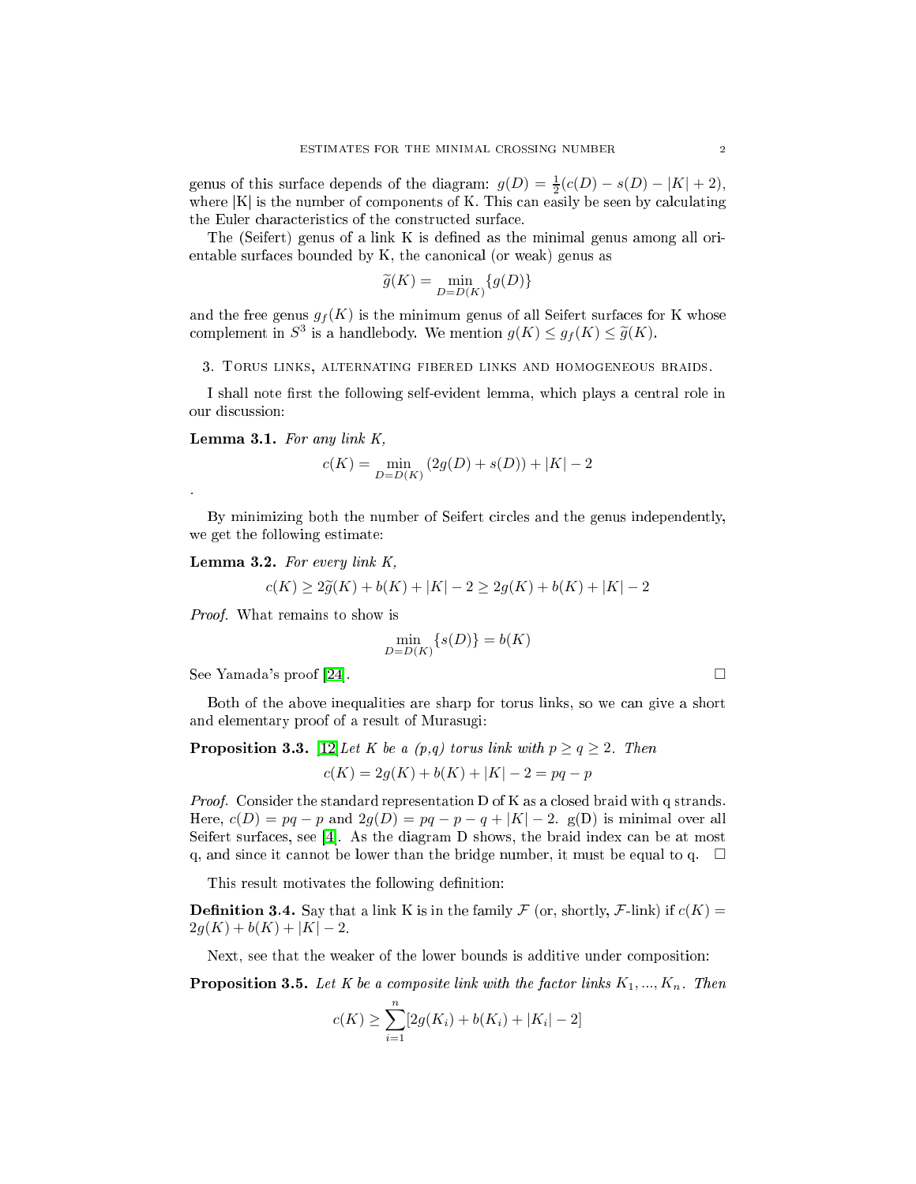genus of this surface depends of the diagram: $g(D) = \frac{1}{2}(c(D) - s(D) - |K| + 2)$, where |K| is the number of components of K. This can easily be seen by calculating the Euler characteristics of the constructed surface.

The (Seifert) genus of a link K is defined as the minimal genus among all orientable surfaces bounded by K, the canonical (or weak) genus as

$$\widetilde{g}(K) = \min_{D=D(K)} \{g(D)\}$$

and the free genus $g_f(K)$ is the minimum genus of all Seifert surfaces for K whose complement in $S^3$ is a handlebody. We mention $g(K) \leq g_f(K) \leq \widetilde{g}(K)$.

## 3. Torus links, alternating fibered links and homogeneous braids.

I shall note first the following self-evident lemma, which plays a central role in our discussion:

**Lemma 3.1.** *For any link K,*

$$c(K) = \min_{D=D(K)} (2g(D) + s(D)) + |K| - 2$$

.

By minimizing both the number of Seifert circles and the genus independently, we get the following estimate:

**Lemma 3.2.** *For every link K,*

$$c(K) \geq 2\widetilde{g}(K) + b(K) + |K| - 2 \geq 2g(K) + b(K) + |K| - 2$$

*Proof.* What remains to show is

$$\min_{D=D(K)} \{s(D)\} = b(K)$$

See Yamada's proof [24]. □

Both of the above inequalities are sharp for torus links, so we can give a short and elementary proof of a result of Murasugi:

**Proposition 3.3.** [12]*Let K be a (p,q) torus link with $p \geq q \geq 2$. Then*

$$c(K) = 2g(K) + b(K) + |K| - 2 = pq - p$$

*Proof.* Consider the standard representation D of K as a closed braid with q strands. Here, $c(D) = pq - p$ and $2g(D) = pq - p - q + |K| - 2$. g(D) is minimal over all Seifert surfaces, see [4]. As the diagram D shows, the braid index can be at most q, and since it cannot be lower than the bridge number, it must be equal to q. □

This result motivates the following definition:

**Definition 3.4.** Say that a link K is in the family $\mathcal{F}$ (or, shortly, $\mathcal{F}$-link) if $c(K) = 2g(K) + b(K) + |K| - 2$.

Next, see that the weaker of the lower bounds is additive under composition:

**Proposition 3.5.** *Let K be a composite link with the factor links $K_1, ..., K_n$. Then*

$$c(K) \geq \sum_{i=1}^{n} [2g(K_i) + b(K_i) + |K_i| - 2]$$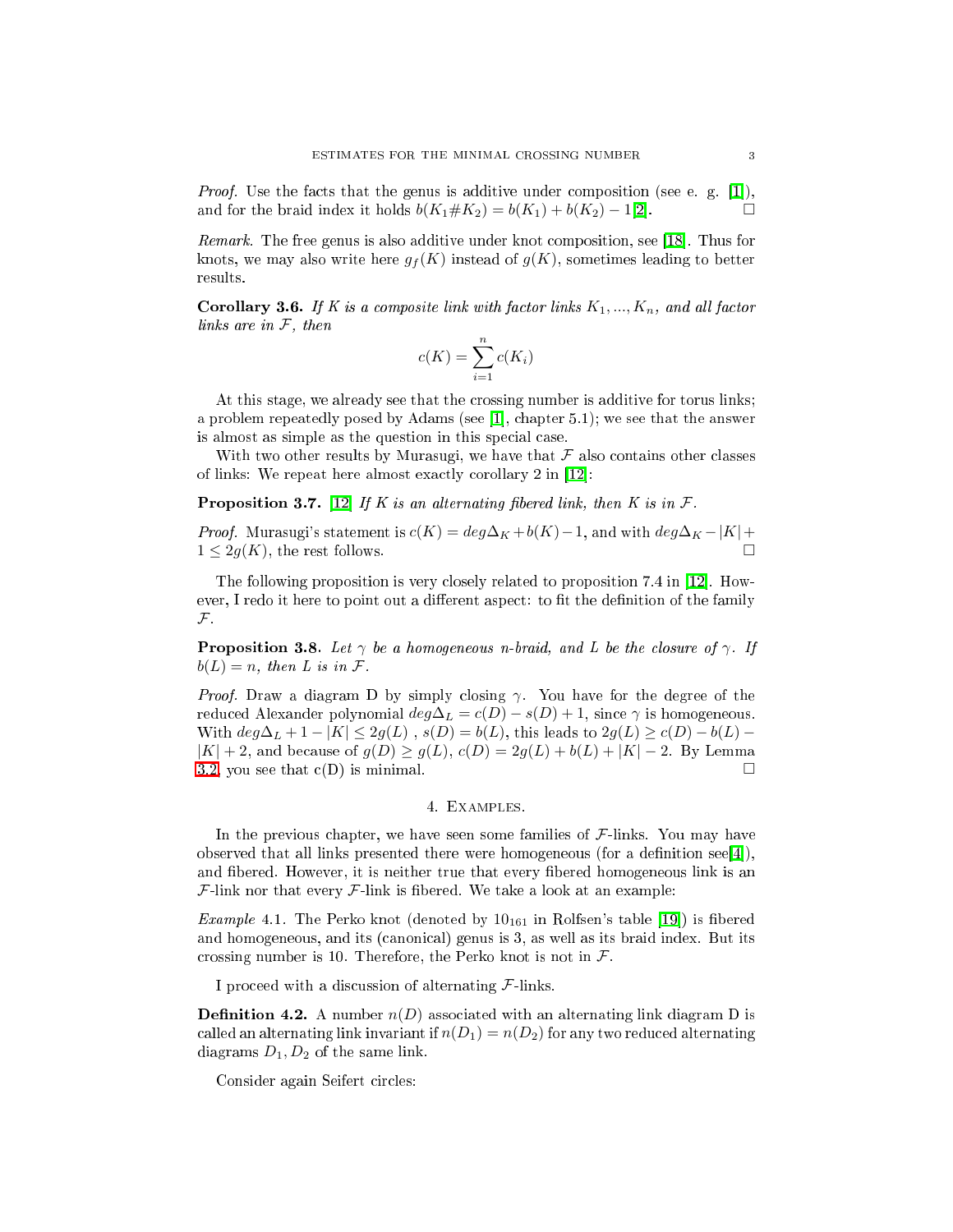*Proof.* Use the facts that the genus is additive under composition (see e. g. [1]), and for the braid index it holds $b(K_1 \# K_2) = b(K_1) + b(K_2) - 1$[2]. □

*Remark.* The free genus is also additive under knot composition, see [18]. Thus for knots, we may also write here $g_f(K)$ instead of $g(K)$, sometimes leading to better results.

**Corollary 3.6.** *If $K$ is a composite link with factor links $K_1, ..., K_n$, and all factor links are in $\mathcal{F}$, then*

$$c(K) = \sum_{i=1}^{n} c(K_i)$$

At this stage, we already see that the crossing number is additive for torus links; a problem repeatedly posed by Adams (see [1], chapter 5.1); we see that the answer is almost as simple as the question in this special case.

With two other results by Murasugi, we have that $\mathcal{F}$ also contains other classes of links: We repeat here almost exactly corollary 2 in [12]:

**Proposition 3.7.** [12] *If $K$ is an alternating fibered link, then $K$ is in $\mathcal{F}$.*

*Proof.* Murasugi's statement is $c(K) = deg\Delta_K + b(K) - 1$, and with $deg\Delta_K - |K| + 1 \leq 2g(K)$, the rest follows. □

The following proposition is very closely related to proposition 7.4 in [12]. However, I redo it here to point out a different aspect: to fit the definition of the family $\mathcal{F}$.

**Proposition 3.8.** *Let $\gamma$ be a homogeneous $n$-braid, and $L$ be the closure of $\gamma$. If $b(L) = n$, then $L$ is in $\mathcal{F}$.*

*Proof.* Draw a diagram D by simply closing $\gamma$. You have for the degree of the reduced Alexander polynomial $deg\Delta_L = c(D) - s(D) + 1$, since $\gamma$ is homogeneous. With $deg\Delta_L + 1 - |K| \leq 2g(L)$ , $s(D) = b(L)$, this leads to $2g(L) \geq c(D) - b(L) - |K| + 2$, and because of $g(D) \geq g(L)$, $c(D) = 2g(L) + b(L) + |K| - 2$. By Lemma 3.2, you see that c(D) is minimal. □

## 4. Examples.

In the previous chapter, we have seen some families of $\mathcal{F}$-links. You may have observed that all links presented there were homogeneous (for a definition see[4]), and fibered. However, it is neither true that every fibered homogeneous link is an $\mathcal{F}$-link nor that every $\mathcal{F}$-link is fibered. We take a look at an example:

*Example* 4.1. The Perko knot (denoted by $10_{161}$ in Rolfsen's table [19]) is fibered and homogeneous, and its (canonical) genus is 3, as well as its braid index. But its crossing number is 10. Therefore, the Perko knot is not in $\mathcal{F}$.

I proceed with a discussion of alternating $\mathcal{F}$-links.

**Definition 4.2.** A number $n(D)$ associated with an alternating link diagram D is called an alternating link invariant if $n(D_1) = n(D_2)$ for any two reduced alternating diagrams $D_1, D_2$ of the same link.

Consider again Seifert circles: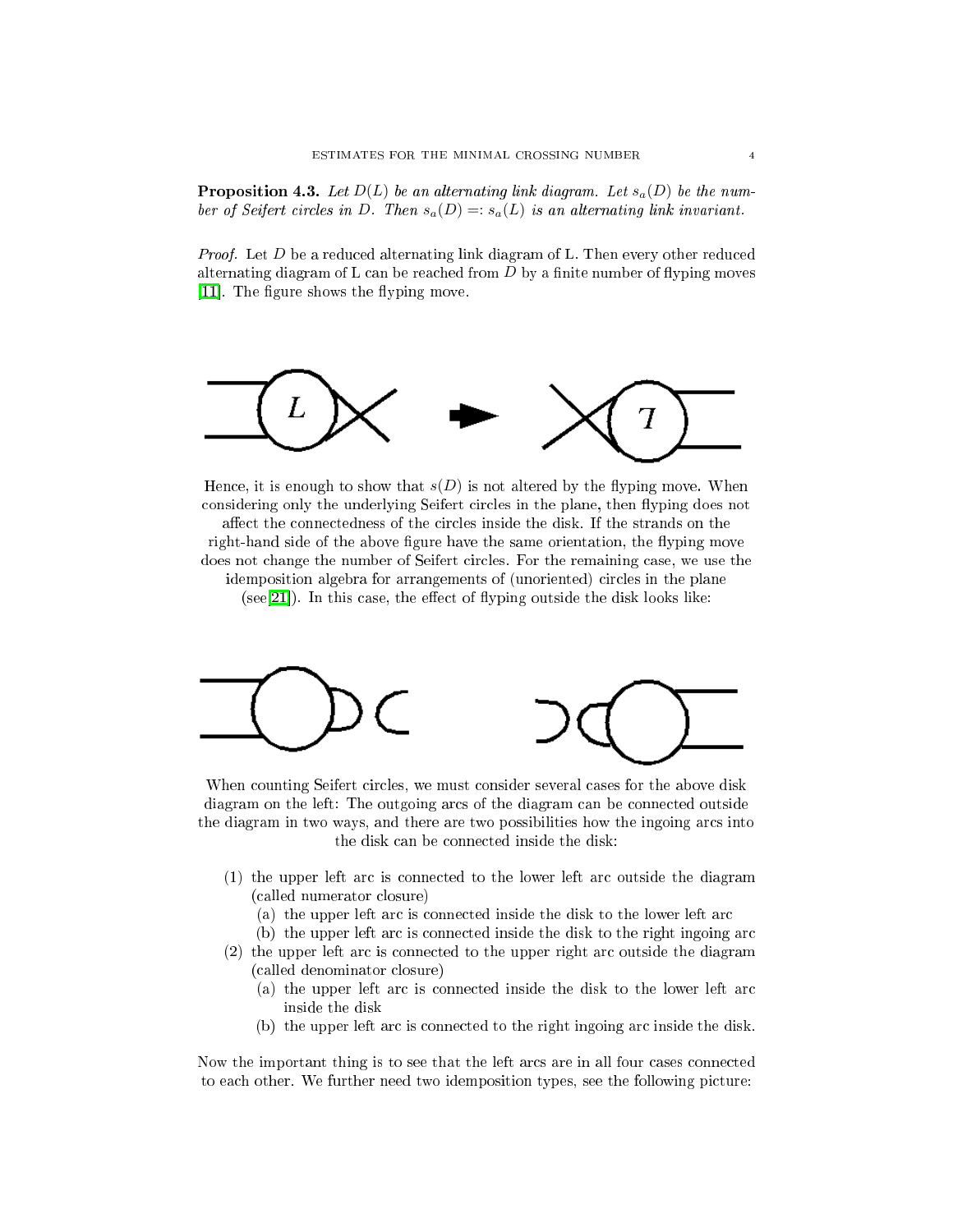**Proposition 4.3.** *Let $D(L)$ be an alternating link diagram. Let $s_a(D)$ be the number of Seifert circles in $D$. Then $s_a(D) =: s_a(L)$ is an alternating link invariant.*

*Proof.* Let $D$ be a reduced alternating link diagram of L. Then every other reduced alternating diagram of L can be reached from $D$ by a finite number of flyping moves [11]. The figure shows the flyping move.

Hence, it is enough to show that $s(D)$ is not altered by the flyping move. When considering only the underlying Seifert circles in the plane, then flyping does not affect the connectedness of the circles inside the disk. If the strands on the right-hand side of the above figure have the same orientation, the flyping move does not change the number of Seifert circles. For the remaining case, we use the idemposition algebra for arrangements of (unoriented) circles in the plane (see[21]). In this case, the effect of flyping outside the disk looks like:

When counting Seifert circles, we must consider several cases for the above disk diagram on the left: The outgoing arcs of the diagram can be connected outside the diagram in two ways, and there are two possibilities how the ingoing arcs into the disk can be connected inside the disk:

1. the upper left arc is connected to the lower left arc outside the diagram (called numerator closure)
   - (a) the upper left arc is connected inside the disk to the lower left arc
   - (b) the upper left arc is connected inside the disk to the right ingoing arc
2. the upper left arc is connected to the upper right arc outside the diagram (called denominator closure)
   - (a) the upper left arc is connected inside the disk to the lower left arc inside the disk
   - (b) the upper left arc is connected to the right ingoing arc inside the disk.

Now the important thing is to see that the left arcs are in all four cases connected to each other. We further need two idemposition types, see the following picture: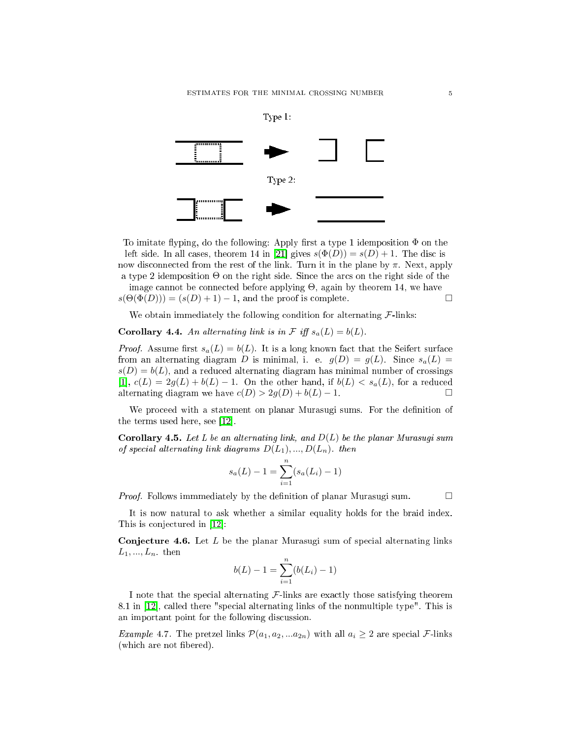Type 1:

Type 2:

To imitate flyping, do the following: Apply first a type 1 idemposition $\Phi$ on the left side. In all cases, theorem 14 in [21] gives $s(\Phi(D)) = s(D) + 1$. The disc is now disconnected from the rest of the link. Turn it in the plane by $\pi$. Next, apply a type 2 idemposition $\Theta$ on the right side. Since the arcs on the right side of the image cannot be connected before applying $\Theta$, again by theorem 14, we have $s(\Theta(\Phi(D))) = (s(D) + 1) - 1$, and the proof is complete. □

We obtain immediately the following condition for alternating $\mathcal{F}$-links:

**Corollary 4.4.** *An alternating link is in $\mathcal{F}$ iff $s_a(L) = b(L)$.*

*Proof.* Assume first $s_a(L) = b(L)$. It is a long known fact that the Seifert surface from an alternating diagram $D$ is minimal, i. e. $g(D) = g(L)$. Since $s_a(L) = s(D) = b(L)$, and a reduced alternating diagram has minimal number of crossings [1], $c(L) = 2g(L) + b(L) - 1$. On the other hand, if $b(L) < s_a(L)$, for a reduced alternating diagram we have $c(D) > 2g(D) + b(L) - 1$. □

We proceed with a statement on planar Murasugi sums. For the definition of the terms used here, see [12].

**Corollary 4.5.** *Let $L$ be an alternating link, and $D(L)$ be the planar Murasugi sum of special alternating link diagrams $D(L_1), ..., D(L_n)$. then*

$$s_a(L) - 1 = \sum_{i=1}^{n} (s_a(L_i) - 1)$$

*Proof.* Follows immmediately by the definition of planar Murasugi sum. □

It is now natural to ask whether a similar equality holds for the braid index. This is conjectured in [12]:

**Conjecture 4.6.** Let $L$ be the planar Murasugi sum of special alternating links $L_1, ..., L_n$. then

$$b(L) - 1 = \sum_{i=1}^{n} (b(L_i) - 1)$$

I note that the special alternating $\mathcal{F}$-links are exactly those satisfying theorem 8.1 in [12], called there "special alternating links of the nonmultiple type". This is an important point for the following discussion.

*Example* 4.7. The pretzel links $\mathcal{P}(a_1, a_2, ...a_{2n})$ with all $a_i \geq 2$ are special $\mathcal{F}$-links (which are not fibered).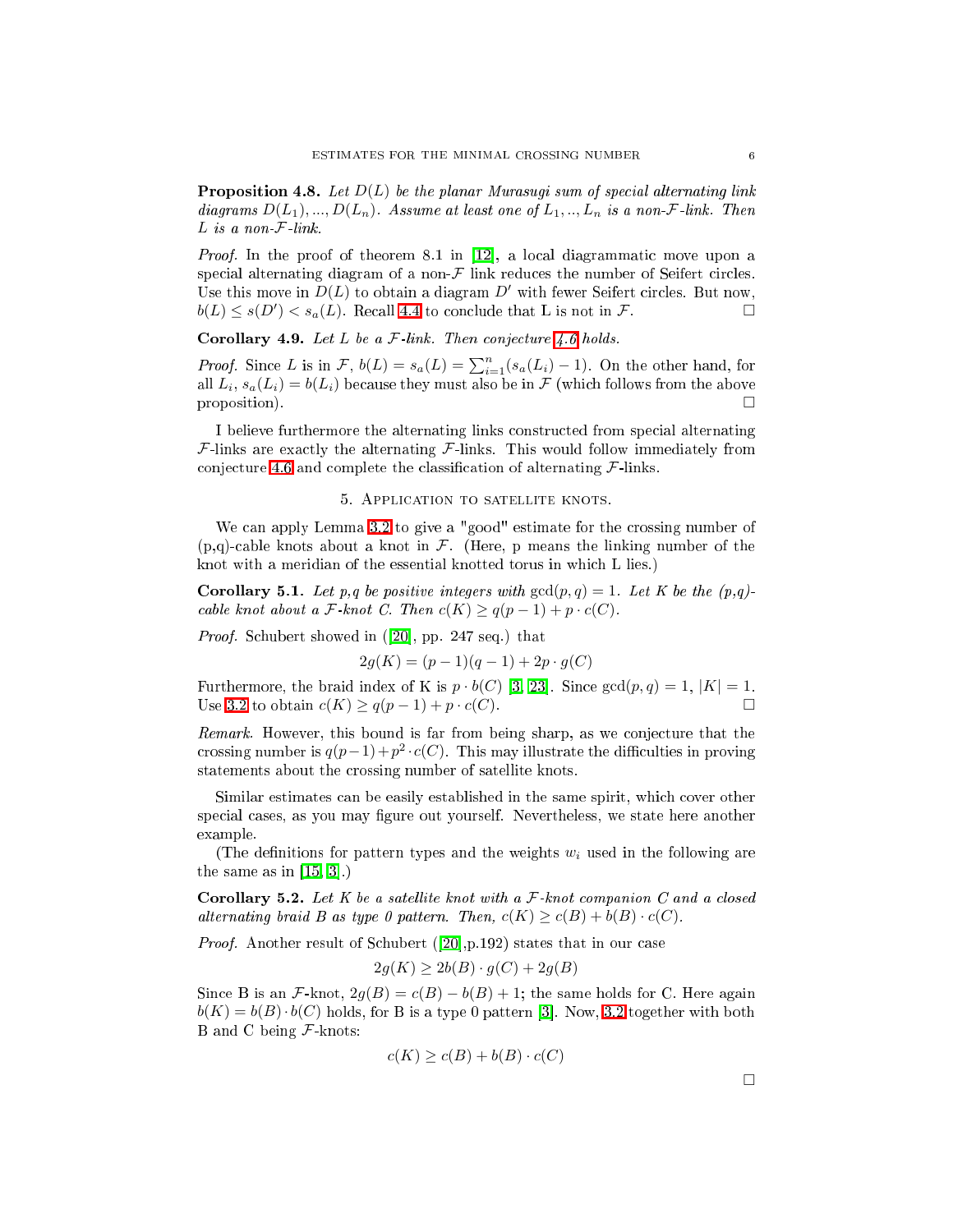**Proposition 4.8.** *Let $D(L)$ be the planar Murasugi sum of special alternating link diagrams $D(L_1), ..., D(L_n)$. Assume at least one of $L_1, .., L_n$ is a non-$\mathcal{F}$-link. Then $L$ is a non-$\mathcal{F}$-link.*

*Proof.* In the proof of theorem 8.1 in [12], a local diagrammatic move upon a special alternating diagram of a non-$\mathcal{F}$ link reduces the number of Seifert circles. Use this move in $D(L)$ to obtain a diagram $D'$ with fewer Seifert circles. But now, $b(L) \leq s(D') < s_a(L)$. Recall 4.4 to conclude that L is not in $\mathcal{F}$. □

**Corollary 4.9.** *Let $L$ be a $\mathcal{F}$-link. Then conjecture 4.6 holds.*

*Proof.* Since $L$ is in $\mathcal{F}$, $b(L) = s_a(L) = \sum_{i=1}^{n}(s_a(L_i) - 1)$. On the other hand, for all $L_i$, $s_a(L_i) = b(L_i)$ because they must also be in $\mathcal{F}$ (which follows from the above proposition). □

I believe furthermore the alternating links constructed from special alternating $\mathcal{F}$-links are exactly the alternating $\mathcal{F}$-links. This would follow immediately from conjecture 4.6 and complete the classification of alternating $\mathcal{F}$-links.

## 5. Application to satellite knots.

We can apply Lemma 3.2 to give a "good" estimate for the crossing number of (p,q)-cable knots about a knot in $\mathcal{F}$. (Here, p means the linking number of the knot with a meridian of the essential knotted torus in which L lies.)

**Corollary 5.1.** *Let p,q be positive integers with $\gcd(p, q) = 1$. Let $K$ be the (p,q)-cable knot about a $\mathcal{F}$-knot $C$. Then $c(K) \geq q(p - 1) + p \cdot c(C)$.*

*Proof.* Schubert showed in ([20], pp. 247 seq.) that

$$2g(K) = (p - 1)(q - 1) + 2p \cdot g(C)$$

Furthermore, the braid index of K is $p \cdot b(C)$ [3, 23]. Since $\gcd(p, q) = 1$, $|K| = 1$. Use 3.2 to obtain $c(K) \geq q(p - 1) + p \cdot c(C)$. □

*Remark.* However, this bound is far from being sharp, as we conjecture that the crossing number is $q(p-1)+p^2 \cdot c(C)$. This may illustrate the difficulties in proving statements about the crossing number of satellite knots.

Similar estimates can be easily established in the same spirit, which cover other special cases, as you may figure out yourself. Nevertheless, we state here another example.

(The definitions for pattern types and the weights $w_i$ used in the following are the same as in [15, 3].)

**Corollary 5.2.** *Let $K$ be a satellite knot with a $\mathcal{F}$-knot companion $C$ and a closed alternating braid $B$ as type 0 pattern. Then, $c(K) \geq c(B) + b(B) \cdot c(C)$.*

*Proof.* Another result of Schubert ([20],p.192) states that in our case

$$2g(K) \geq 2b(B) \cdot g(C) + 2g(B)$$

Since B is an $\mathcal{F}$-knot, $2g(B) = c(B) - b(B) + 1$; the same holds for C. Here again $b(K) = b(B) \cdot b(C)$ holds, for B is a type 0 pattern [3]. Now, 3.2 together with both B and C being $\mathcal{F}$-knots:

$$c(K) \geq c(B) + b(B) \cdot c(C)$$

□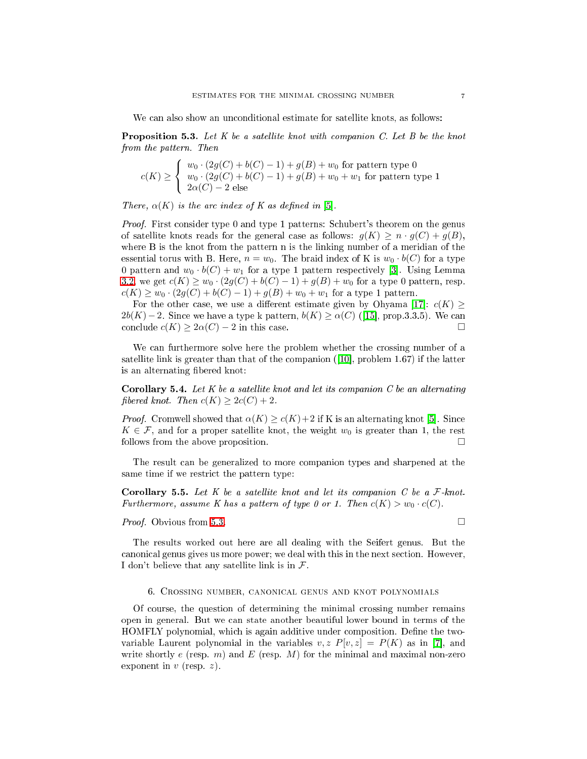We can also show an unconditional estimate for satellite knots, as follows:

**Proposition 5.3.** *Let $K$ be a satellite knot with companion $C$. Let $B$ be the knot from the pattern. Then*

$$c(K) \geq \begin{cases} w_0 \cdot (2g(C) + b(C) - 1) + g(B) + w_0 \text{ for pattern type 0} \\ w_0 \cdot (2g(C) + b(C) - 1) + g(B) + w_0 + w_1 \text{ for pattern type 1} \\ 2\alpha(C) - 2 \text{ else} \end{cases}$$

*There, $\alpha(K)$ is the arc index of $K$ as defined in [5].*

*Proof.* First consider type 0 and type 1 patterns: Schubert's theorem on the genus of satellite knots reads for the general case as follows: $g(K) \geq n \cdot g(C) + g(B)$, where B is the knot from the pattern n is the linking number of a meridian of the essential torus with B. Here, $n = w_0$. The braid index of K is $w_0 \cdot b(C)$ for a type 0 pattern and $w_0 \cdot b(C) + w_1$ for a type 1 pattern respectively [3]. Using Lemma 3.2 we get $c(K) \geq w_0 \cdot (2g(C) + b(C) - 1) + g(B) + w_0$ for a type 0 pattern, resp. $c(K) \geq w_0 \cdot (2g(C) + b(C) - 1) + g(B) + w_0 + w_1$ for a type 1 pattern.

For the other case, we use a different estimate given by Ohyama [17]: $c(K) \geq 2b(K) - 2$. Since we have a type k pattern, $b(K) \geq \alpha(C)$ ([15], prop.3.3.5). We can conclude $c(K) \geq 2\alpha(C) - 2$ in this case. □

We can furthermore solve here the problem whether the crossing number of a satellite link is greater than that of the companion ([10], problem 1.67) if the latter is an alternating fibered knot:

**Corollary 5.4.** *Let $K$ be a satellite knot and let its companion $C$ be an alternating fibered knot. Then $c(K) \geq 2c(C) + 2$.*

*Proof.* Cromwell showed that $\alpha(K) \geq c(K) + 2$ if K is an alternating knot [5]. Since $K \in \mathcal{F}$, and for a proper satellite knot, the weight $w_0$ is greater than 1, the rest follows from the above proposition. □

The result can be generalized to more companion types and sharpened at the same time if we restrict the pattern type:

**Corollary 5.5.** *Let $K$ be a satellite knot and let its companion $C$ be a $\mathcal{F}$-knot. Furthermore, assume $K$ has a pattern of type 0 or 1. Then $c(K) > w_0 \cdot c(C)$.*

*Proof.* Obvious from 5.3. □

The results worked out here are all dealing with the Seifert genus. But the canonical genus gives us more power; we deal with this in the next section. However, I don't believe that any satellite link is in $\mathcal{F}$.

## 6. Crossing number, canonical genus and knot polynomials

Of course, the question of determining the minimal crossing number remains open in general. But we can state another beautiful lower bound in terms of the HOMFLY polynomial, which is again additive under composition. Define the two-variable Laurent polynomial in the variables $v, z$ $P[v, z] = P(K)$ as in [7], and write shortly $e$ (resp. $m$) and $E$ (resp. $M$) for the minimal and maximal non-zero exponent in $v$ (resp. $z$).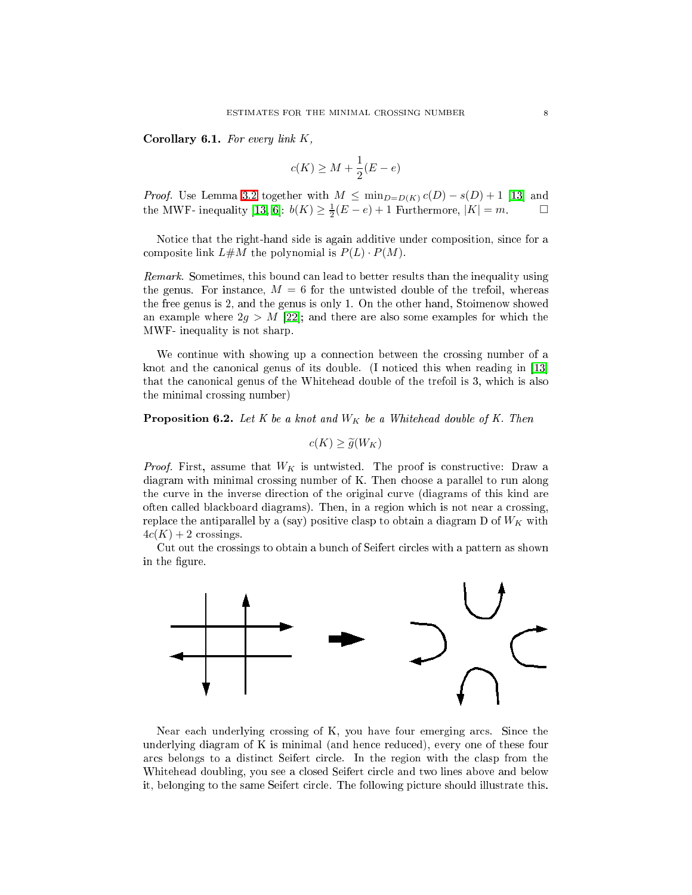**Corollary 6.1.** *For every link $K$,*

$$c(K) \geq M + \frac{1}{2}(E - e)$$

*Proof.* Use Lemma 3.2 together with $M \leq \min_{D=D(K)} c(D) - s(D) + 1$ [13] and the MWF- inequality [13, 6]: $b(K) \geq \frac{1}{2}(E - e) + 1$ Furthermore, $|K| = m$. □

Notice that the right-hand side is again additive under composition, since for a composite link $L\#M$ the polynomial is $P(L) \cdot P(M)$.

*Remark.* Sometimes, this bound can lead to better results than the inequality using the genus. For instance, $M = 6$ for the untwisted double of the trefoil, whereas the free genus is 2, and the genus is only 1. On the other hand, Stoimenow showed an example where $2g > M$ [22]; and there are also some examples for which the MWF- inequality is not sharp.

We continue with showing up a connection between the crossing number of a knot and the canonical genus of its double. (I noticed this when reading in [13] that the canonical genus of the Whitehead double of the trefoil is 3, which is also the minimal crossing number)

**Proposition 6.2.** *Let $K$ be a knot and $W_K$ be a Whitehead double of $K$. Then*

$$c(K) \geq \widetilde{g}(W_K)$$

*Proof.* First, assume that $W_K$ is untwisted. The proof is constructive: Draw a diagram with minimal crossing number of K. Then choose a parallel to run along the curve in the inverse direction of the original curve (diagrams of this kind are often called blackboard diagrams). Then, in a region which is not near a crossing, replace the antiparallel by a (say) positive clasp to obtain a diagram D of $W_K$ with $4c(K) + 2$ crossings.

Cut out the crossings to obtain a bunch of Seifert circles with a pattern as shown in the figure.

Near each underlying crossing of K, you have four emerging arcs. Since the underlying diagram of K is minimal (and hence reduced), every one of these four arcs belongs to a distinct Seifert circle. In the region with the clasp from the Whitehead doubling, you see a closed Seifert circle and two lines above and below it, belonging to the same Seifert circle. The following picture should illustrate this.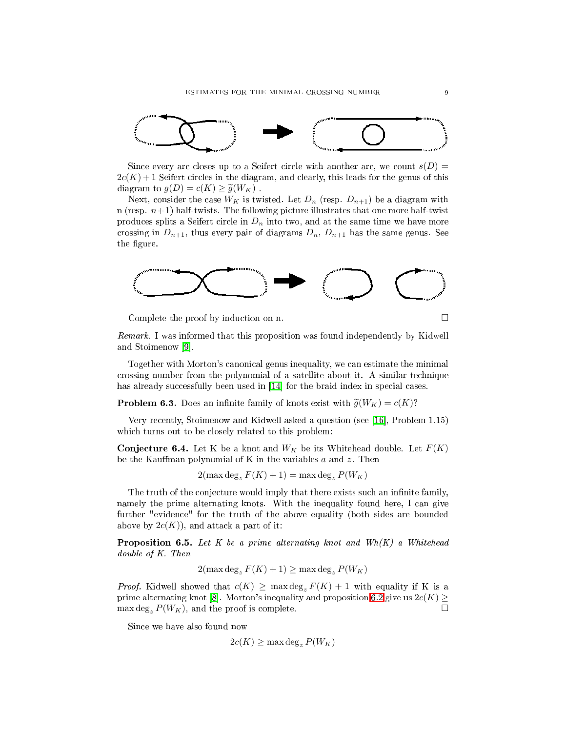Since every arc closes up to a Seifert circle with another arc, we count $s(D) = 2c(K)+1$ Seifert circles in the diagram, and clearly, this leads for the genus of this diagram to $g(D) = c(K) \geq \widetilde{g}(W_K)$ .

Next, consider the case $W_K$ is twisted. Let $D_n$ (resp. $D_{n+1}$) be a diagram with n (resp. $n+1$) half-twists. The following picture illustrates that one more half-twist produces splits a Seifert circle in $D_n$ into two, and at the same time we have more crossing in $D_{n+1}$, thus every pair of diagrams $D_n$, $D_{n+1}$ has the same genus. See the figure.

Complete the proof by induction on n. □

*Remark.* I was informed that this proposition was found independently by Kidwell and Stoimenow [9].

Together with Morton's canonical genus inequality, we can estimate the minimal crossing number from the polynomial of a satellite about it. A similar technique has already successfully been used in [14] for the braid index in special cases.

**Problem 6.3.** Does an infinite family of knots exist with $\widetilde{g}(W_K) = c(K)$?

Very recently, Stoimenow and Kidwell asked a question (see [16], Problem 1.15) which turns out to be closely related to this problem:

**Conjecture 6.4.** Let K be a knot and $W_K$ be its Whitehead double. Let $F(K)$ be the Kauffman polynomial of K in the variables $a$ and $z$. Then

$$2(\max\deg_z F(K) + 1) = \max\deg_z P(W_K)$$

The truth of the conjecture would imply that there exists such an infinite family, namely the prime alternating knots. With the inequality found here, I can give further "evidence" for the truth of the above equality (both sides are bounded above by $2c(K)$), and attack a part of it:

**Proposition 6.5.** *Let K be a prime alternating knot and Wh(K) a Whitehead double of K. Then*

$$2(\max\deg_z F(K) + 1) \geq \max\deg_z P(W_K)$$

*Proof.* Kidwell showed that $c(K) \geq \max\deg_z F(K) + 1$ with equality if K is a prime alternating knot [8]. Morton's inequality and proposition 6.2 give us $2c(K) \geq \max\deg_z P(W_K)$, and the proof is complete. □

Since we have also found now

$$2c(K) \geq \max\deg_z P(W_K)$$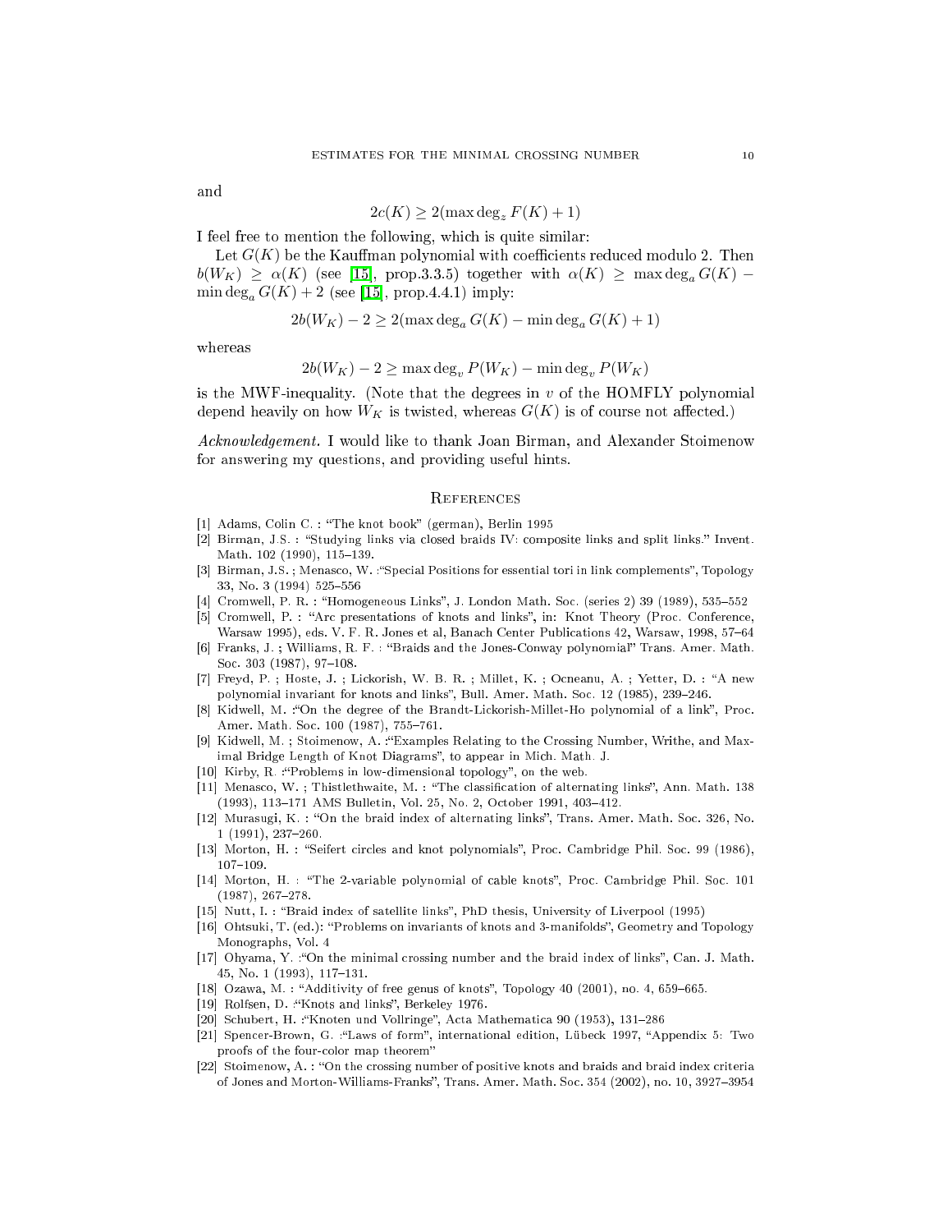and

$$2c(K) \geq 2(\max \deg_z F(K) + 1)$$

I feel free to mention the following, which is quite similar:

Let $G(K)$ be the Kauffman polynomial with coefficients reduced modulo 2. Then $b(W_K) \geq \alpha(K)$ (see [15], prop.3.3.5) together with $\alpha(K) \geq \max \deg_a G(K) - \min \deg_a G(K) + 2$ (see [15], prop.4.4.1) imply:

$$2b(W_K) - 2 \geq 2(\max \deg_a G(K) - \min \deg_a G(K) + 1)$$

whereas

$$2b(W_K) - 2 \geq \max \deg_v P(W_K) - \min \deg_v P(W_K)$$

is the MWF-inequality. (Note that the degrees in $v$ of the HOMFLY polynomial depend heavily on how $W_K$ is twisted, whereas $G(K)$ is of course not affected.)

*Acknowledgement.* I would like to thank Joan Birman, and Alexander Stoimenow for answering my questions, and providing useful hints.

## References

[1] Adams, Colin C. : "The knot book" (german), Berlin 1995

[2] Birman, J.S. : "Studying links via closed braids IV: composite links and split links." Invent. Math. 102 (1990), 115–139.

[3] Birman, J.S. ; Menasco, W. :"Special Positions for essential tori in link complements", Topology 33, No. 3 (1994) 525–556

[4] Cromwell, P. R. : "Homogeneous Links", J. London Math. Soc. (series 2) 39 (1989), 535–552

[5] Cromwell, P. : "Arc presentations of knots and links", in: Knot Theory (Proc. Conference, Warsaw 1995), eds. V. F. R. Jones et al, Banach Center Publications 42, Warsaw, 1998, 57–64

[6] Franks, J. ; Williams, R. F. : "Braids and the Jones-Conway polynomial" Trans. Amer. Math. Soc. 303 (1987), 97–108.

[7] Freyd, P. ; Hoste, J. ; Lickorish, W. B. R. ; Millet, K. ; Ocneanu, A. ; Yetter, D. : "A new polynomial invariant for knots and links", Bull. Amer. Math. Soc. 12 (1985), 239–246.

[8] Kidwell, M. :"On the degree of the Brandt-Lickorish-Millet-Ho polynomial of a link", Proc. Amer. Math. Soc. 100 (1987), 755–761.

[9] Kidwell, M. ; Stoimenow, A. :"Examples Relating to the Crossing Number, Writhe, and Maximal Bridge Length of Knot Diagrams", to appear in Mich. Math. J.

[10] Kirby, R. :"Problems in low-dimensional topology", on the web.

[11] Menasco, W. ; Thistlethwaite, M. : "The classification of alternating links", Ann. Math. 138 (1993), 113–171 AMS Bulletin, Vol. 25, No. 2, October 1991, 403–412.

[12] Murasugi, K. : "On the braid index of alternating links", Trans. Amer. Math. Soc. 326, No. 1 (1991), 237–260.

[13] Morton, H. : "Seifert circles and knot polynomials", Proc. Cambridge Phil. Soc. 99 (1986), 107–109.

[14] Morton, H. : "The 2-variable polynomial of cable knots", Proc. Cambridge Phil. Soc. 101 (1987), 267–278.

[15] Nutt, I. : "Braid index of satellite links", PhD thesis, University of Liverpool (1995)

[16] Ohtsuki, T. (ed.): "Problems on invariants of knots and 3-manifolds", Geometry and Topology Monographs, Vol. 4

[17] Ohyama, Y. :"On the minimal crossing number and the braid index of links", Can. J. Math. 45, No. 1 (1993), 117–131.

[18] Ozawa, M. : "Additivity of free genus of knots", Topology 40 (2001), no. 4, 659–665.

[19] Rolfsen, D. :"Knots and links", Berkeley 1976.

[20] Schubert, H. :"Knoten und Vollringe", Acta Mathematica 90 (1953), 131–286

[21] Spencer-Brown, G. :"Laws of form", international edition, Lübeck 1997, "Appendix 5: Two proofs of the four-color map theorem"

[22] Stoimenow, A. : "On the crossing number of positive knots and braids and braid index criteria of Jones and Morton-Williams-Franks", Trans. Amer. Math. Soc. 354 (2002), no. 10, 3927–3954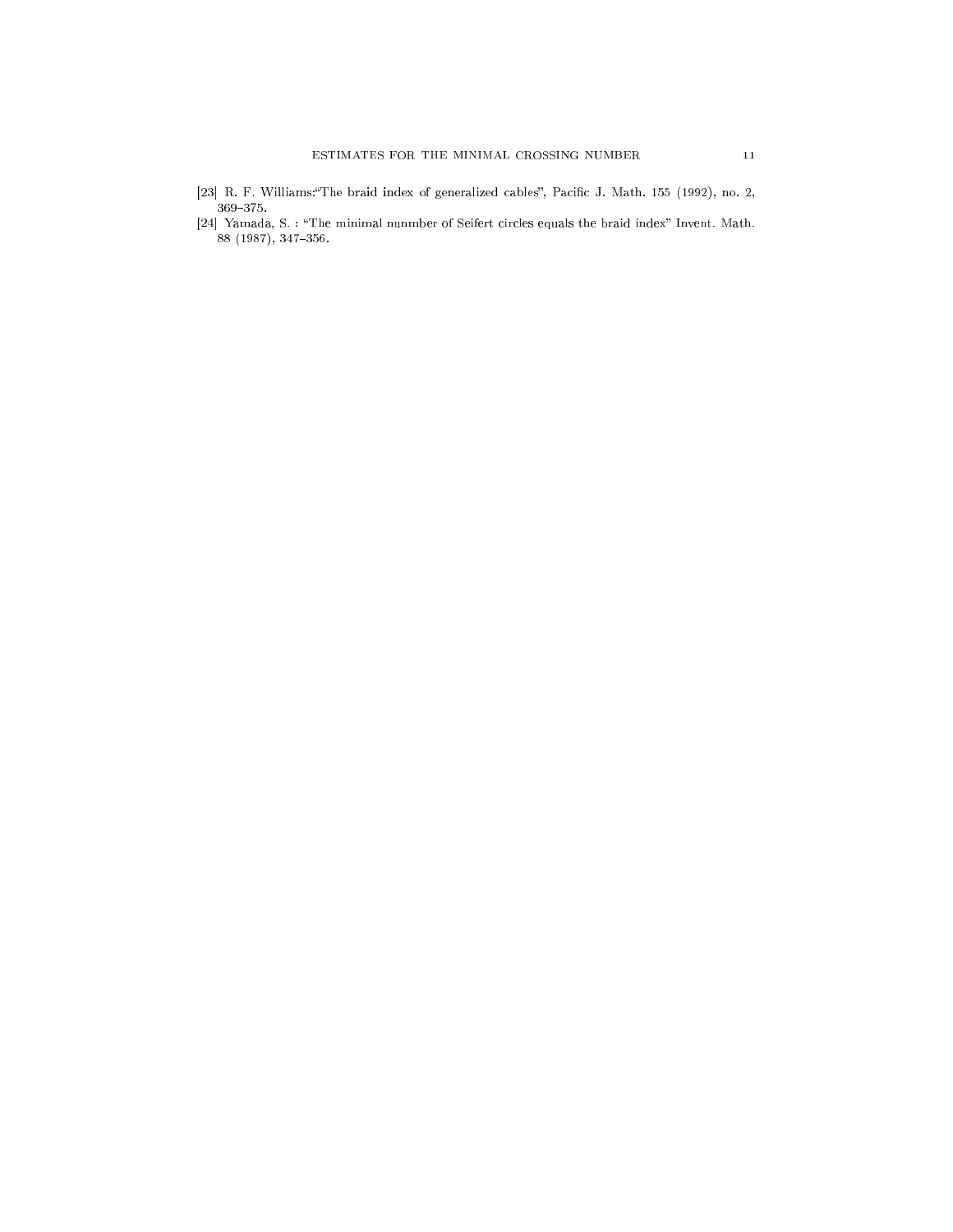[23] R. F. Williams:"The braid index of generalized cables", Pacific J. Math. 155 (1992), no. 2, 369–375.

[24] Yamada, S. : "The minimal nunmber of Seifert circles equals the braid index" Invent. Math. 88 (1987), 347–356.